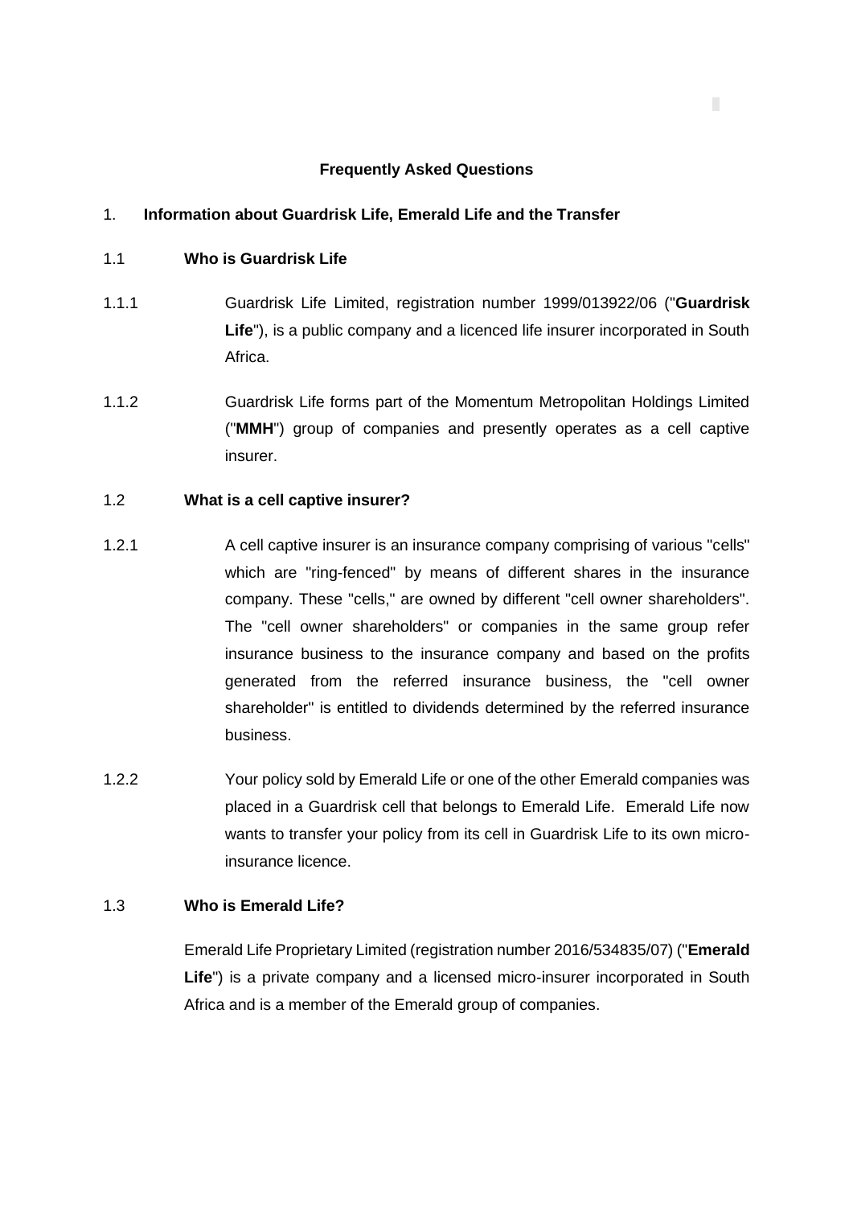# Frequently Asked Questions

## 1. Information about Guardrisk Life, Emerald Life and the Transfer

### 1.1 Who is Guardrisk Life

1.1.1 Guardrisk Life Limited, registration number 1999/013922/06 ("**Guardrisk Life**"), is a public company and a licenced life insurer incorporated in South Africa.

1.1.2 Guardrisk Life forms part of the Momentum Metropolitan Holdings Limited ("**MMH**") group of companies and presently operates as a cell captive insurer.

### 1.2 What is a cell captive insurer?

1.2.1 A cell captive insurer is an insurance company comprising of various "cells" which are "ring-fenced" by means of different shares in the insurance company. These "cells," are owned by different "cell owner shareholders". The "cell owner shareholders" or companies in the same group refer insurance business to the insurance company and based on the profits generated from the referred insurance business, the "cell owner shareholder" is entitled to dividends determined by the referred insurance business.

1.2.2 Your policy sold by Emerald Life or one of the other Emerald companies was placed in a Guardrisk cell that belongs to Emerald Life. Emerald Life now wants to transfer your policy from its cell in Guardrisk Life to its own micro-insurance licence.

### 1.3 Who is Emerald Life?

Emerald Life Proprietary Limited (registration number 2016/534835/07) ("**Emerald Life**") is a private company and a licensed micro-insurer incorporated in South Africa and is a member of the Emerald group of companies.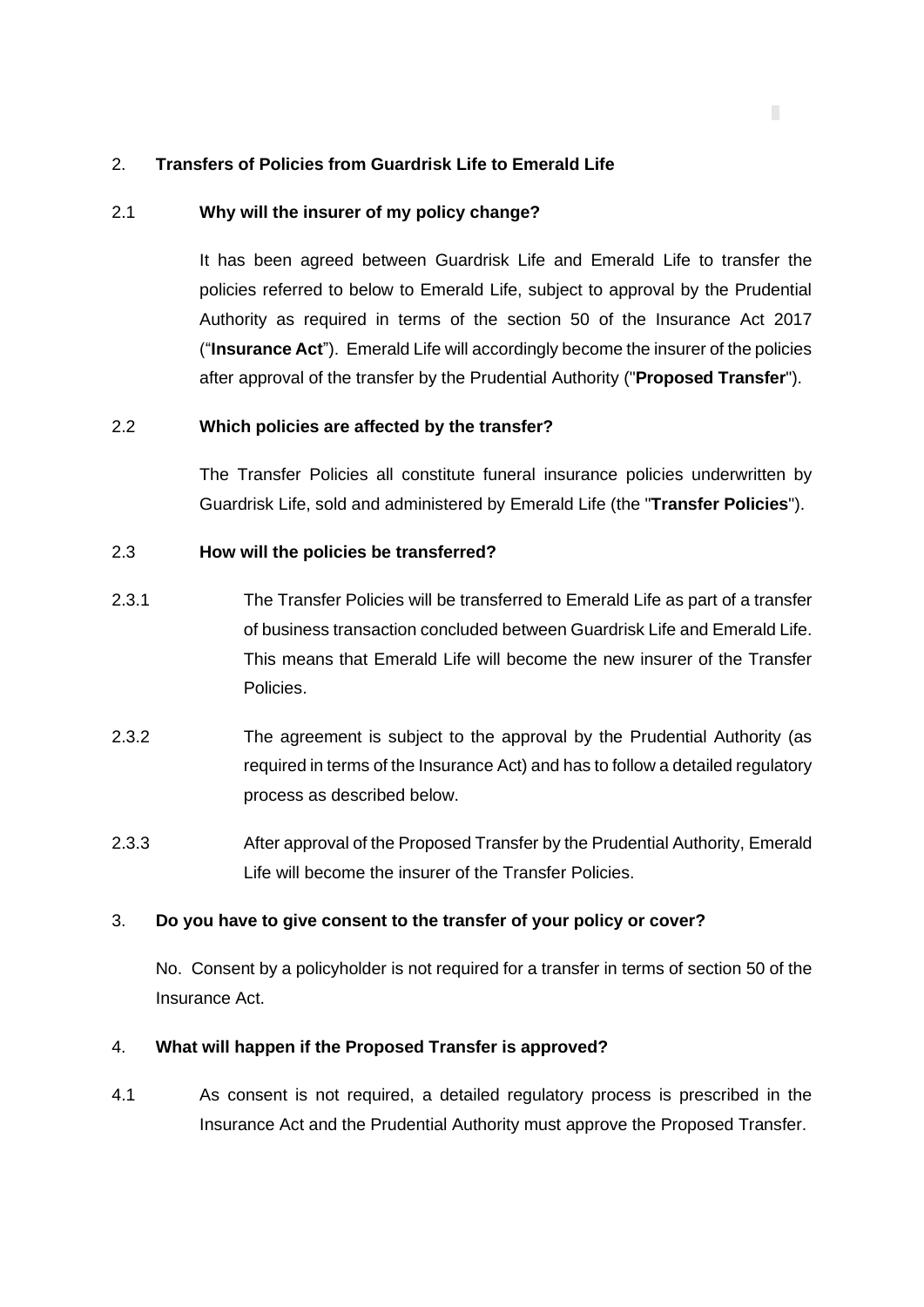## 2. Transfers of Policies from Guardrisk Life to Emerald Life

### 2.1 Why will the insurer of my policy change?

It has been agreed between Guardrisk Life and Emerald Life to transfer the policies referred to below to Emerald Life, subject to approval by the Prudential Authority as required in terms of the section 50 of the Insurance Act 2017 ("**Insurance Act**"). Emerald Life will accordingly become the insurer of the policies after approval of the transfer by the Prudential Authority ("**Proposed Transfer**").

### 2.2 Which policies are affected by the transfer?

The Transfer Policies all constitute funeral insurance policies underwritten by Guardrisk Life, sold and administered by Emerald Life (the "**Transfer Policies**").

### 2.3 How will the policies be transferred?

2.3.1 The Transfer Policies will be transferred to Emerald Life as part of a transfer of business transaction concluded between Guardrisk Life and Emerald Life. This means that Emerald Life will become the new insurer of the Transfer Policies.

2.3.2 The agreement is subject to the approval by the Prudential Authority (as required in terms of the Insurance Act) and has to follow a detailed regulatory process as described below.

2.3.3 After approval of the Proposed Transfer by the Prudential Authority, Emerald Life will become the insurer of the Transfer Policies.

## 3. Do you have to give consent to the transfer of your policy or cover?

No. Consent by a policyholder is not required for a transfer in terms of section 50 of the Insurance Act.

## 4. What will happen if the Proposed Transfer is approved?

4.1 As consent is not required, a detailed regulatory process is prescribed in the Insurance Act and the Prudential Authority must approve the Proposed Transfer.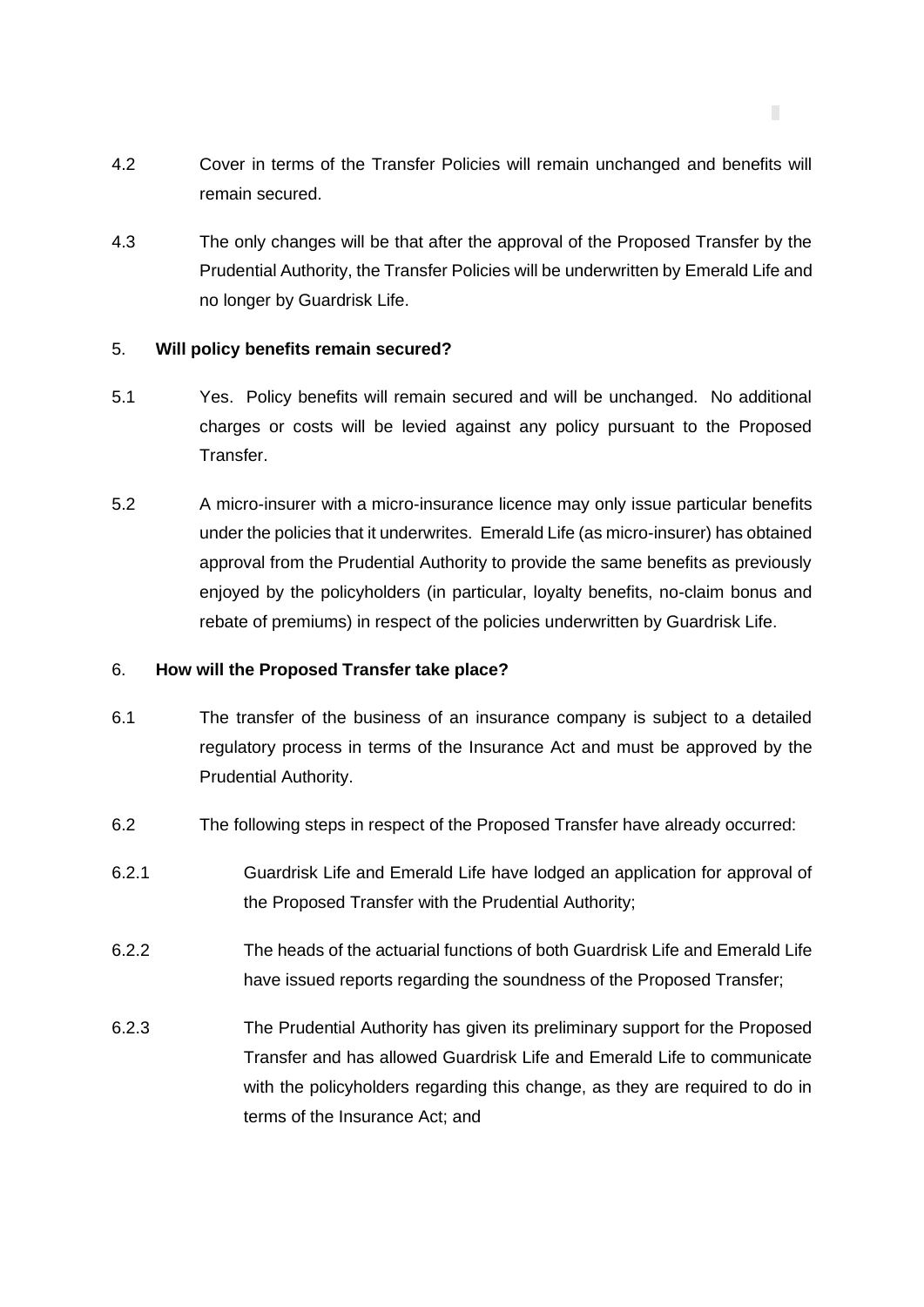4.2 Cover in terms of the Transfer Policies will remain unchanged and benefits will remain secured.

4.3 The only changes will be that after the approval of the Proposed Transfer by the Prudential Authority, the Transfer Policies will be underwritten by Emerald Life and no longer by Guardrisk Life.

5. **Will policy benefits remain secured?**

5.1 Yes. Policy benefits will remain secured and will be unchanged. No additional charges or costs will be levied against any policy pursuant to the Proposed Transfer.

5.2 A micro-insurer with a micro-insurance licence may only issue particular benefits under the policies that it underwrites. Emerald Life (as micro-insurer) has obtained approval from the Prudential Authority to provide the same benefits as previously enjoyed by the policyholders (in particular, loyalty benefits, no-claim bonus and rebate of premiums) in respect of the policies underwritten by Guardrisk Life.

6. **How will the Proposed Transfer take place?**

6.1 The transfer of the business of an insurance company is subject to a detailed regulatory process in terms of the Insurance Act and must be approved by the Prudential Authority.

6.2 The following steps in respect of the Proposed Transfer have already occurred:

6.2.1 Guardrisk Life and Emerald Life have lodged an application for approval of the Proposed Transfer with the Prudential Authority;

6.2.2 The heads of the actuarial functions of both Guardrisk Life and Emerald Life have issued reports regarding the soundness of the Proposed Transfer;

6.2.3 The Prudential Authority has given its preliminary support for the Proposed Transfer and has allowed Guardrisk Life and Emerald Life to communicate with the policyholders regarding this change, as they are required to do in terms of the Insurance Act; and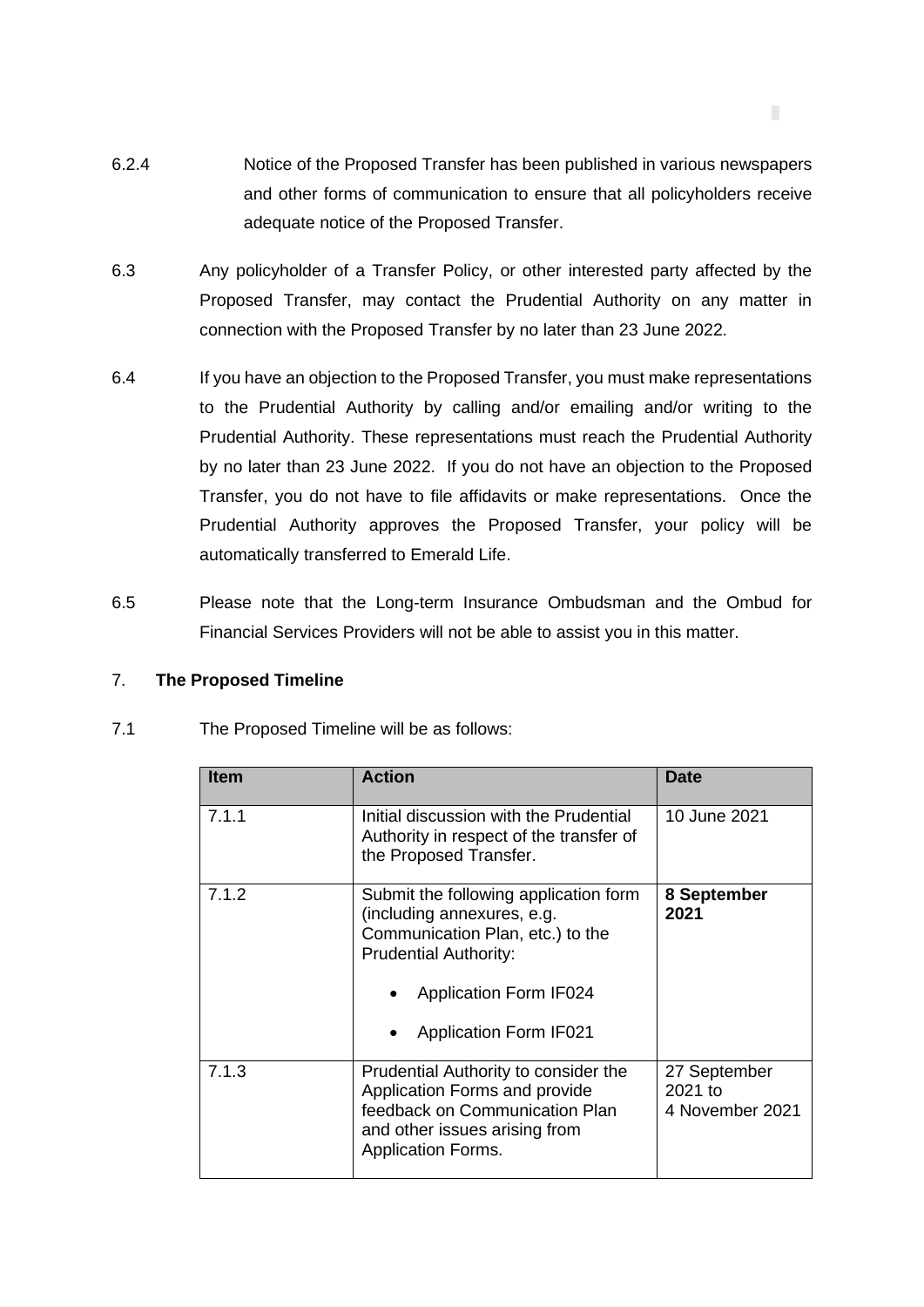6.2.4 Notice of the Proposed Transfer has been published in various newspapers and other forms of communication to ensure that all policyholders receive adequate notice of the Proposed Transfer.

6.3 Any policyholder of a Transfer Policy, or other interested party affected by the Proposed Transfer, may contact the Prudential Authority on any matter in connection with the Proposed Transfer by no later than 23 June 2022.

6.4 If you have an objection to the Proposed Transfer, you must make representations to the Prudential Authority by calling and/or emailing and/or writing to the Prudential Authority. These representations must reach the Prudential Authority by no later than 23 June 2022. If you do not have an objection to the Proposed Transfer, you do not have to file affidavits or make representations. Once the Prudential Authority approves the Proposed Transfer, your policy will be automatically transferred to Emerald Life.

6.5 Please note that the Long-term Insurance Ombudsman and the Ombud for Financial Services Providers will not be able to assist you in this matter.

## 7. **The Proposed Timeline**

7.1 The Proposed Timeline will be as follows:

| Item | Action | Date |
|---|---|---|
| 7.1.1 | Initial discussion with the Prudential Authority in respect of the transfer of the Proposed Transfer. | 10 June 2021 |
| 7.1.2 | Submit the following application form (including annexures, e.g. Communication Plan, etc.) to the Prudential Authority:<br>• Application Form IF024<br>• Application Form IF021 | **8 September 2021** |
| 7.1.3 | Prudential Authority to consider the Application Forms and provide feedback on Communication Plan and other issues arising from Application Forms. | 27 September 2021 to 4 November 2021 |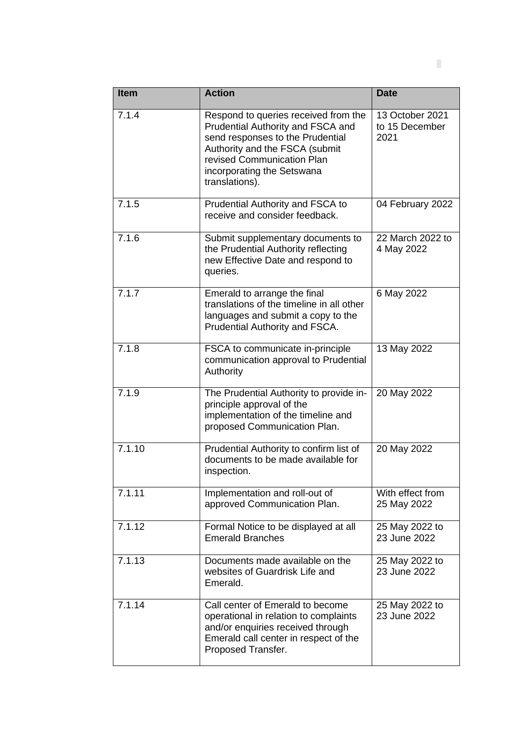| Item | Action | Date |
| --- | --- | --- |
| 7.1.4 | Respond to queries received from the Prudential Authority and FSCA and send responses to the Prudential Authority and the FSCA (submit revised Communication Plan incorporating the Setswana translations). | 13 October 2021 to 15 December 2021 |
| 7.1.5 | Prudential Authority and FSCA to receive and consider feedback. | 04 February 2022 |
| 7.1.6 | Submit supplementary documents to the Prudential Authority reflecting new Effective Date and respond to queries. | 22 March 2022 to 4 May 2022 |
| 7.1.7 | Emerald to arrange the final translations of the timeline in all other languages and submit a copy to the Prudential Authority and FSCA. | 6 May 2022 |
| 7.1.8 | FSCA to communicate in-principle communication approval to Prudential Authority | 13 May 2022 |
| 7.1.9 | The Prudential Authority to provide in-principle approval of the implementation of the timeline and proposed Communication Plan. | 20 May 2022 |
| 7.1.10 | Prudential Authority to confirm list of documents to be made available for inspection. | 20 May 2022 |
| 7.1.11 | Implementation and roll-out of approved Communication Plan. | With effect from 25 May 2022 |
| 7.1.12 | Formal Notice to be displayed at all Emerald Branches | 25 May 2022 to 23 June 2022 |
| 7.1.13 | Documents made available on the websites of Guardrisk Life and Emerald. | 25 May 2022 to 23 June 2022 |
| 7.1.14 | Call center of Emerald to become operational in relation to complaints and/or enquiries received through Emerald call center in respect of the Proposed Transfer. | 25 May 2022 to 23 June 2022 |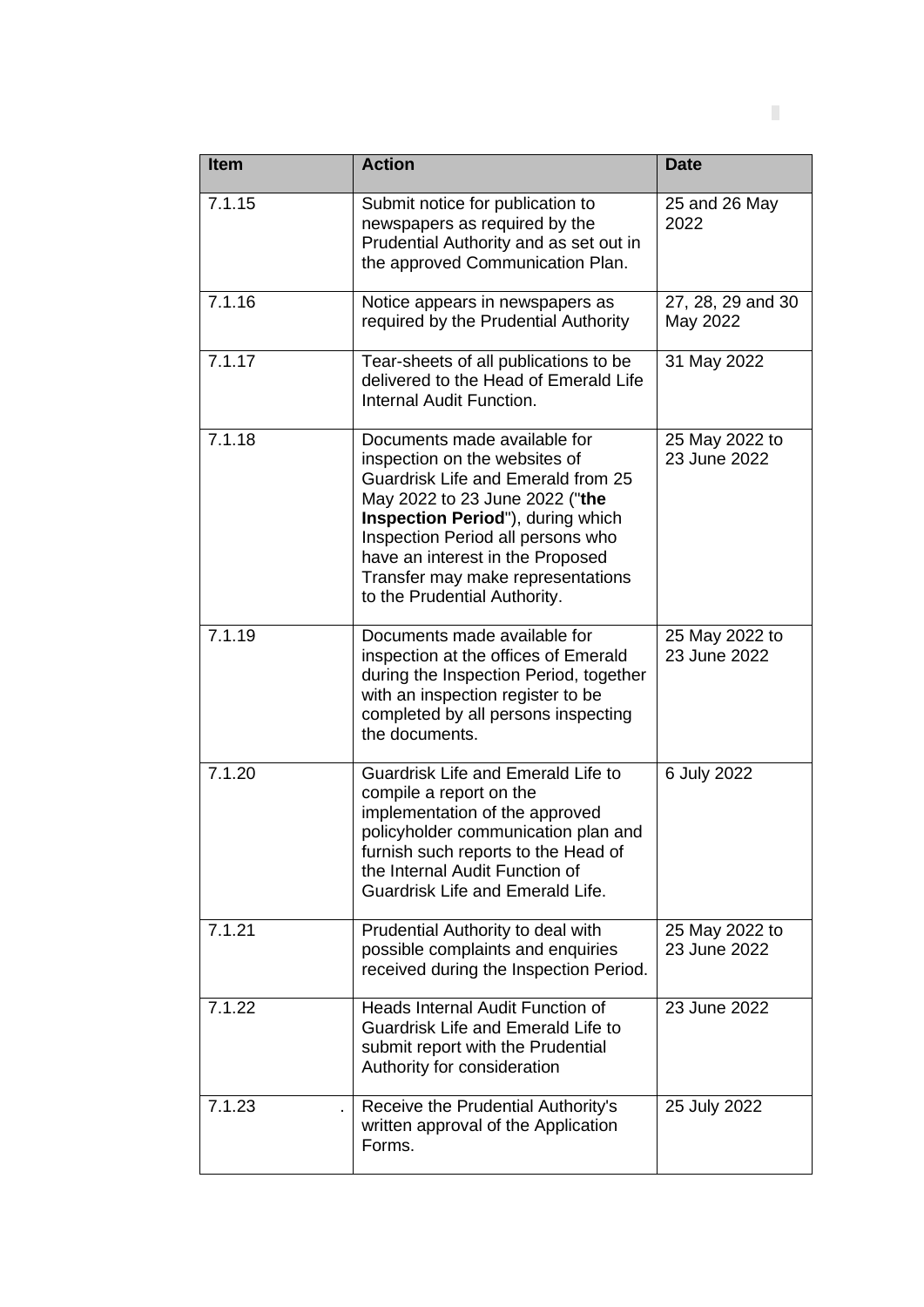| Item | Action | Date |
|---|---|---|
| 7.1.15 | Submit notice for publication to newspapers as required by the Prudential Authority and as set out in the approved Communication Plan. | 25 and 26 May 2022 |
| 7.1.16 | Notice appears in newspapers as required by the Prudential Authority | 27, 28, 29 and 30 May 2022 |
| 7.1.17 | Tear-sheets of all publications to be delivered to the Head of Emerald Life Internal Audit Function. | 31 May 2022 |
| 7.1.18 | Documents made available for inspection on the websites of Guardrisk Life and Emerald from 25 May 2022 to 23 June 2022 ("**the Inspection Period**"), during which Inspection Period all persons who have an interest in the Proposed Transfer may make representations to the Prudential Authority. | 25 May 2022 to 23 June 2022 |
| 7.1.19 | Documents made available for inspection at the offices of Emerald during the Inspection Period, together with an inspection register to be completed by all persons inspecting the documents. | 25 May 2022 to 23 June 2022 |
| 7.1.20 | Guardrisk Life and Emerald Life to compile a report on the implementation of the approved policyholder communication plan and furnish such reports to the Head of the Internal Audit Function of Guardrisk Life and Emerald Life. | 6 July 2022 |
| 7.1.21 | Prudential Authority to deal with possible complaints and enquiries received during the Inspection Period. | 25 May 2022 to 23 June 2022 |
| 7.1.22 | Heads Internal Audit Function of Guardrisk Life and Emerald Life to submit report with the Prudential Authority for consideration | 23 June 2022 |
| 7.1.23 . | Receive the Prudential Authority's written approval of the Application Forms. | 25 July 2022 |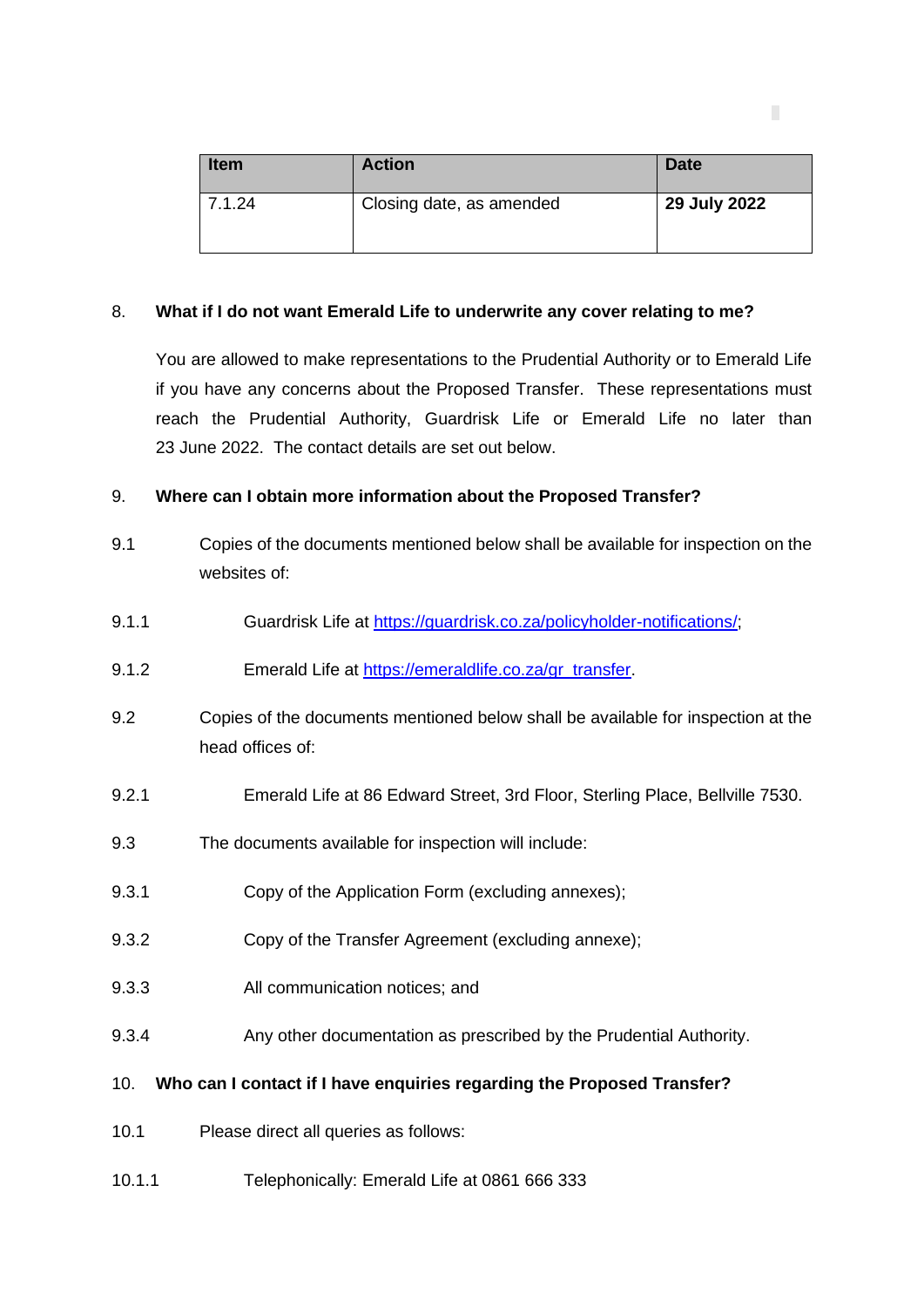| Item | Action | Date |
| --- | --- | --- |
| 7.1.24 | Closing date, as amended | **29 July 2022** |

8. **What if I do not want Emerald Life to underwrite any cover relating to me?**

You are allowed to make representations to the Prudential Authority or to Emerald Life if you have any concerns about the Proposed Transfer. These representations must reach the Prudential Authority, Guardrisk Life or Emerald Life no later than 23 June 2022. The contact details are set out below.

9. **Where can I obtain more information about the Proposed Transfer?**

9.1 Copies of the documents mentioned below shall be available for inspection on the websites of:

9.1.1 Guardrisk Life at [https://guardrisk.co.za/policyholder-notifications/](https://guardrisk.co.za/policyholder-notifications/);

9.1.2 Emerald Life at [https://emeraldlife.co.za/gr_transfer](https://emeraldlife.co.za/gr_transfer).

9.2 Copies of the documents mentioned below shall be available for inspection at the head offices of:

9.2.1 Emerald Life at 86 Edward Street, 3rd Floor, Sterling Place, Bellville 7530.

9.3 The documents available for inspection will include:

9.3.1 Copy of the Application Form (excluding annexes);

9.3.2 Copy of the Transfer Agreement (excluding annexe);

9.3.3 All communication notices; and

9.3.4 Any other documentation as prescribed by the Prudential Authority.

10. **Who can I contact if I have enquiries regarding the Proposed Transfer?**

10.1 Please direct all queries as follows:

10.1.1 Telephonically: Emerald Life at 0861 666 333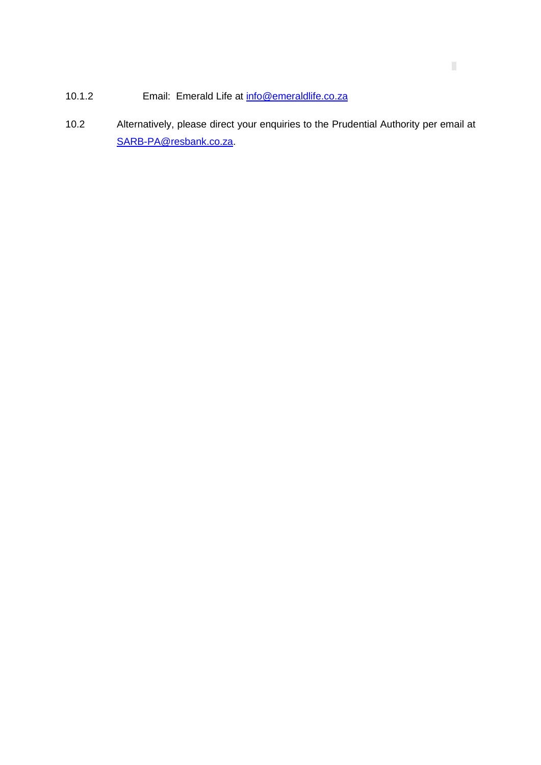10.1.2 Email: Emerald Life at info@emeraldlife.co.za

10.2 Alternatively, please direct your enquiries to the Prudential Authority per email at SARB-PA@resbank.co.za.